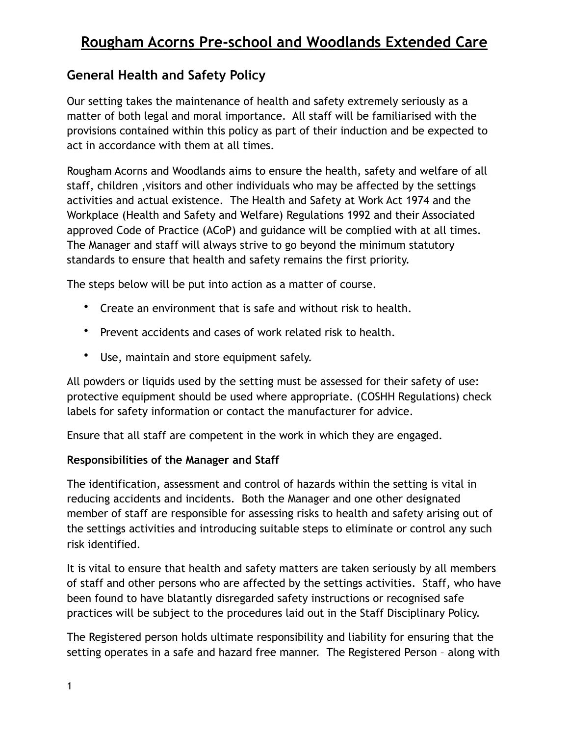# Rougham Acorns Pre-school and Woodlands Extended Care

## General Health and Safety Policy

Our setting takes the maintenance of health and safety extremely seriously as a matter of both legal and moral importance. All staff will be familiarised with the provisions contained within this policy as part of their induction and be expected to act in accordance with them at all times.

Rougham Acorns and Woodlands aims to ensure the health, safety and welfare of all staff, children ,visitors and other individuals who may be affected by the settings activities and actual existence. The Health and Safety at Work Act 1974 and the Workplace (Health and Safety and Welfare) Regulations 1992 and their Associated approved Code of Practice (ACoP) and guidance will be complied with at all times. The Manager and staff will always strive to go beyond the minimum statutory standards to ensure that health and safety remains the first priority.

The steps below will be put into action as a matter of course.

- Create an environment that is safe and without risk to health.
- Prevent accidents and cases of work related risk to health.
- Use, maintain and store equipment safely.

All powders or liquids used by the setting must be assessed for their safety of use: protective equipment should be used where appropriate. (COSHH Regulations) check labels for safety information or contact the manufacturer for advice.

Ensure that all staff are competent in the work in which they are engaged.

**Responsibilities of the Manager and Staff**

The identification, assessment and control of hazards within the setting is vital in reducing accidents and incidents. Both the Manager and one other designated member of staff are responsible for assessing risks to health and safety arising out of the settings activities and introducing suitable steps to eliminate or control any such risk identified.

It is vital to ensure that health and safety matters are taken seriously by all members of staff and other persons who are affected by the settings activities. Staff, who have been found to have blatantly disregarded safety instructions or recognised safe practices will be subject to the procedures laid out in the Staff Disciplinary Policy.

The Registered person holds ultimate responsibility and liability for ensuring that the setting operates in a safe and hazard free manner. The Registered Person – along with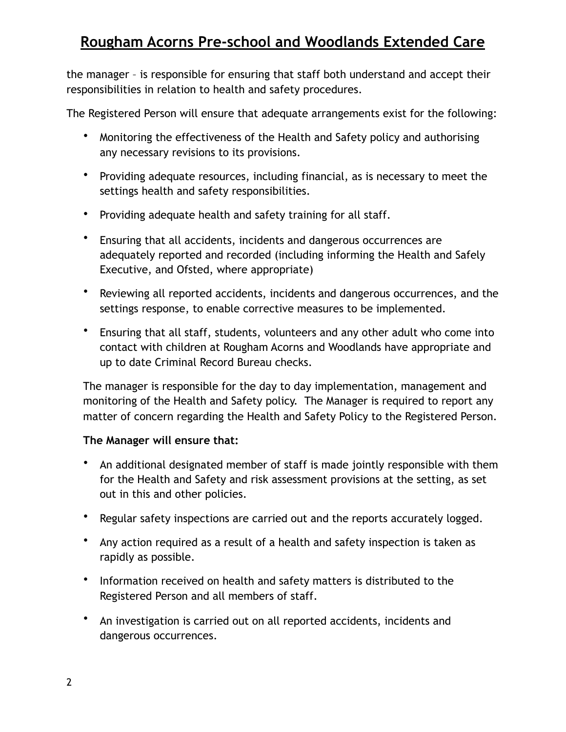the manager – is responsible for ensuring that staff both understand and accept their responsibilities in relation to health and safety procedures.

The Registered Person will ensure that adequate arrangements exist for the following:

- Monitoring the effectiveness of the Health and Safety policy and authorising any necessary revisions to its provisions.
- Providing adequate resources, including financial, as is necessary to meet the settings health and safety responsibilities.
- Providing adequate health and safety training for all staff.
- Ensuring that all accidents, incidents and dangerous occurrences are adequately reported and recorded (including informing the Health and Safely Executive, and Ofsted, where appropriate)
- Reviewing all reported accidents, incidents and dangerous occurrences, and the settings response, to enable corrective measures to be implemented.
- Ensuring that all staff, students, volunteers and any other adult who come into contact with children at Rougham Acorns and Woodlands have appropriate and up to date Criminal Record Bureau checks.

The manager is responsible for the day to day implementation, management and monitoring of the Health and Safety policy. The Manager is required to report any matter of concern regarding the Health and Safety Policy to the Registered Person.

**The Manager will ensure that:**

- An additional designated member of staff is made jointly responsible with them for the Health and Safety and risk assessment provisions at the setting, as set out in this and other policies.
- Regular safety inspections are carried out and the reports accurately logged.
- Any action required as a result of a health and safety inspection is taken as rapidly as possible.
- Information received on health and safety matters is distributed to the Registered Person and all members of staff.
- An investigation is carried out on all reported accidents, incidents and dangerous occurrences.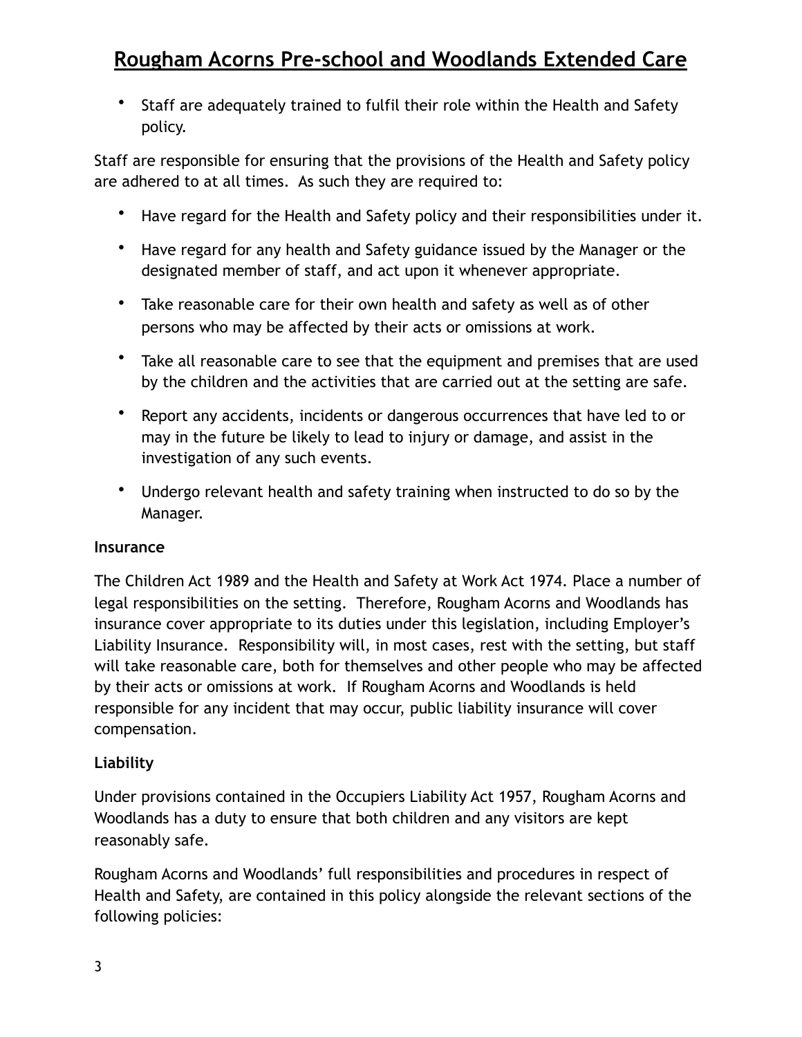- Staff are adequately trained to fulfil their role within the Health and Safety policy.

Staff are responsible for ensuring that the provisions of the Health and Safety policy are adhered to at all times. As such they are required to:

- Have regard for the Health and Safety policy and their responsibilities under it.
- Have regard for any health and Safety guidance issued by the Manager or the designated member of staff, and act upon it whenever appropriate.
- Take reasonable care for their own health and safety as well as of other persons who may be affected by their acts or omissions at work.
- Take all reasonable care to see that the equipment and premises that are used by the children and the activities that are carried out at the setting are safe.
- Report any accidents, incidents or dangerous occurrences that have led to or may in the future be likely to lead to injury or damage, and assist in the investigation of any such events.
- Undergo relevant health and safety training when instructed to do so by the Manager.

**Insurance**

The Children Act 1989 and the Health and Safety at Work Act 1974. Place a number of legal responsibilities on the setting. Therefore, Rougham Acorns and Woodlands has insurance cover appropriate to its duties under this legislation, including Employer's Liability Insurance. Responsibility will, in most cases, rest with the setting, but staff will take reasonable care, both for themselves and other people who may be affected by their acts or omissions at work. If Rougham Acorns and Woodlands is held responsible for any incident that may occur, public liability insurance will cover compensation.

**Liability**

Under provisions contained in the Occupiers Liability Act 1957, Rougham Acorns and Woodlands has a duty to ensure that both children and any visitors are kept reasonably safe.

Rougham Acorns and Woodlands' full responsibilities and procedures in respect of Health and Safety, are contained in this policy alongside the relevant sections of the following policies: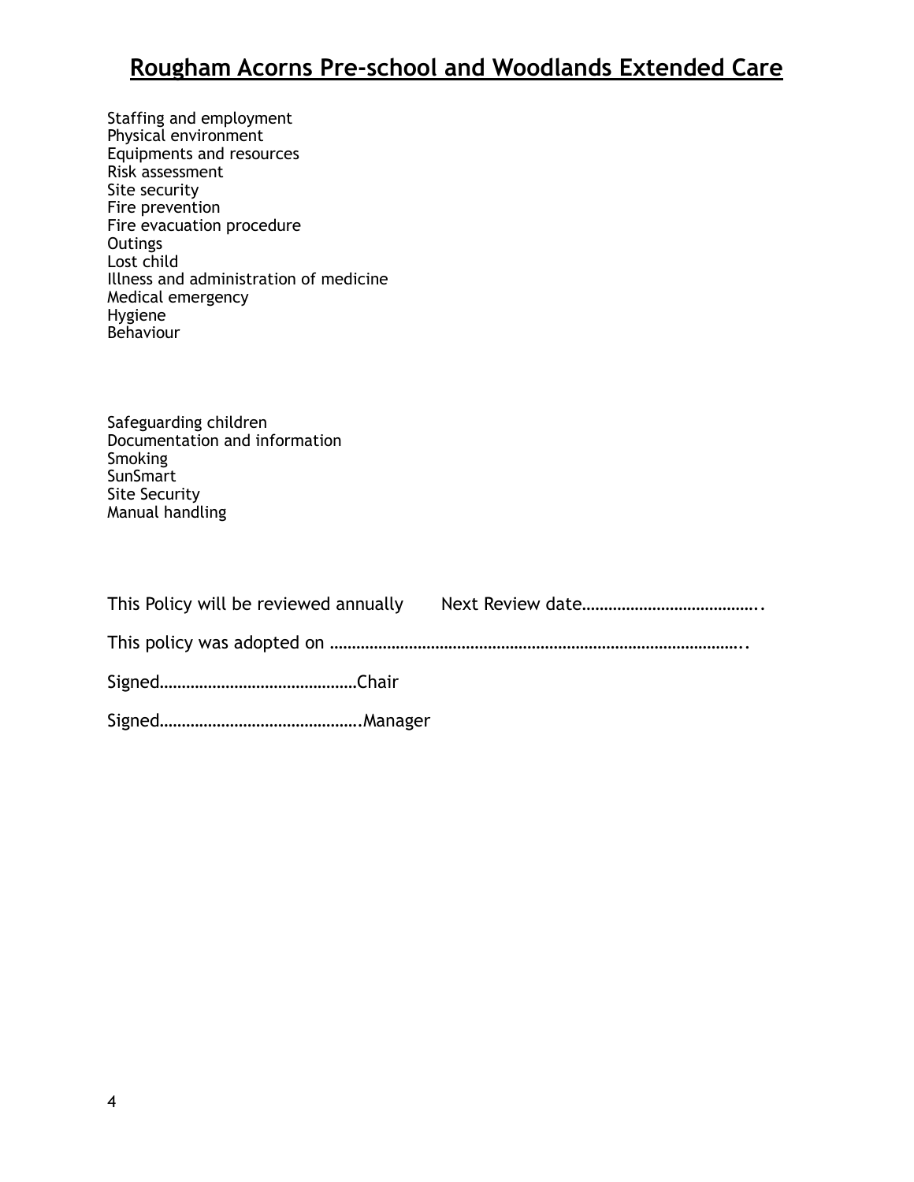# Rougham Acorns Pre-school and Woodlands Extended Care

Staffing and employment
Physical environment
Equipments and resources
Risk assessment
Site security
Fire prevention
Fire evacuation procedure
Outings
Lost child
Illness and administration of medicine
Medical emergency
Hygiene
Behaviour

Safeguarding children
Documentation and information
Smoking
SunSmart
Site Security
Manual handling

This Policy will be reviewed annually    Next Review date…………………………………..

This policy was adopted on …………………………………………………………………………………..

Signed………………………………………Chair

Signed……………………………………….Manager